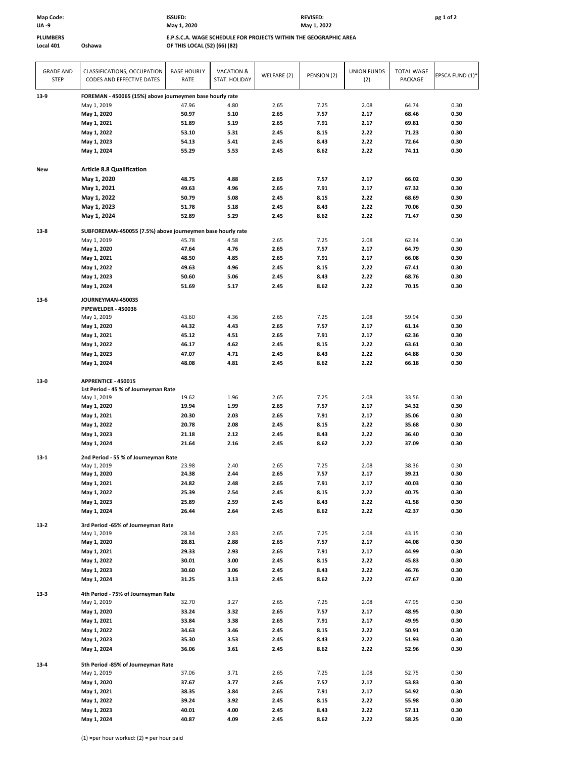Map Code: UA -9

ISSUED: May 1, 2020

REVISED: May 1, 2022

PLUMBERS
Local 401 Oshawa

**E.P.S.C.A. WAGE SCHEDULE FOR PROJECTS WITHIN THE GEOGRAPHIC AREA OF THIS LOCAL (52) (66) (82)**

| GRADE AND STEP | CLASSIFICATIONS, OCCUPATION CODES AND EFFECTIVE DATES | BASE HOURLY RATE | VACATION & STAT. HOLIDAY | WELFARE (2) | PENSION (2) | UNION FUNDS (2) | TOTAL WAGE PACKAGE | EPSCA FUND (1)* |
|---|---|---|---|---|---|---|---|---|
| 13-9 | **FOREMAN - 450065 (15%) above journeymen base hourly rate** | | | | | | | |
| | May 1, 2019 | 47.96 | 4.80 | 2.65 | 7.25 | 2.08 | 64.74 | 0.30 |
| | **May 1, 2020** | **50.97** | **5.10** | **2.65** | **7.57** | **2.17** | **68.46** | **0.30** |
| | **May 1, 2021** | **51.89** | **5.19** | **2.65** | **7.91** | **2.17** | **69.81** | **0.30** |
| | **May 1, 2022** | **53.10** | **5.31** | **2.45** | **8.15** | **2.22** | **71.23** | **0.30** |
| | **May 1, 2023** | **54.13** | **5.41** | **2.45** | **8.43** | **2.22** | **72.64** | **0.30** |
| | **May 1, 2024** | **55.29** | **5.53** | **2.45** | **8.62** | **2.22** | **74.11** | **0.30** |
| New | **Article 8.8 Qualification** | | | | | | | |
| | **May 1, 2020** | **48.75** | **4.88** | **2.65** | **7.57** | **2.17** | **66.02** | **0.30** |
| | **May 1, 2021** | **49.63** | **4.96** | **2.65** | **7.91** | **2.17** | **67.32** | **0.30** |
| | **May 1, 2022** | **50.79** | **5.08** | **2.45** | **8.15** | **2.22** | **68.69** | **0.30** |
| | **May 1, 2023** | **51.78** | **5.18** | **2.45** | **8.43** | **2.22** | **70.06** | **0.30** |
| | **May 1, 2024** | **52.89** | **5.29** | **2.45** | **8.62** | **2.22** | **71.47** | **0.30** |
| 13-8 | **SUBFOREMAN-450055 (7.5%) above journeymen base hourly rate** | | | | | | | |
| | May 1, 2019 | 45.78 | 4.58 | 2.65 | 7.25 | 2.08 | 62.34 | 0.30 |
| | **May 1, 2020** | **47.64** | **4.76** | **2.65** | **7.57** | **2.17** | **64.79** | **0.30** |
| | **May 1, 2021** | **48.50** | **4.85** | **2.65** | **7.91** | **2.17** | **66.08** | **0.30** |
| | **May 1, 2022** | **49.63** | **4.96** | **2.45** | **8.15** | **2.22** | **67.41** | **0.30** |
| | **May 1, 2023** | **50.60** | **5.06** | **2.45** | **8.43** | **2.22** | **68.76** | **0.30** |
| | **May 1, 2024** | **51.69** | **5.17** | **2.45** | **8.62** | **2.22** | **70.15** | **0.30** |
| 13-6 | **JOURNEYMAN-450035** **PIPEWELDER - 450036** | | | | | | | |
| | May 1, 2019 | 43.60 | 4.36 | 2.65 | 7.25 | 2.08 | 59.94 | 0.30 |
| | **May 1, 2020** | **44.32** | **4.43** | **2.65** | **7.57** | **2.17** | **61.14** | **0.30** |
| | **May 1, 2021** | **45.12** | **4.51** | **2.65** | **7.91** | **2.17** | **62.36** | **0.30** |
| | **May 1, 2022** | **46.17** | **4.62** | **2.45** | **8.15** | **2.22** | **63.61** | **0.30** |
| | **May 1, 2023** | **47.07** | **4.71** | **2.45** | **8.43** | **2.22** | **64.88** | **0.30** |
| | **May 1, 2024** | **48.08** | **4.81** | **2.45** | **8.62** | **2.22** | **66.18** | **0.30** |
| 13-0 | **APPRENTICE - 450015** **1st Period - 45 % of Journeyman Rate** | | | | | | | |
| | May 1, 2019 | 19.62 | 1.96 | 2.65 | 7.25 | 2.08 | 33.56 | 0.30 |
| | **May 1, 2020** | **19.94** | **1.99** | **2.65** | **7.57** | **2.17** | **34.32** | **0.30** |
| | **May 1, 2021** | **20.30** | **2.03** | **2.65** | **7.91** | **2.17** | **35.06** | **0.30** |
| | **May 1, 2022** | **20.78** | **2.08** | **2.45** | **8.15** | **2.22** | **35.68** | **0.30** |
| | **May 1, 2023** | **21.18** | **2.12** | **2.45** | **8.43** | **2.22** | **36.40** | **0.30** |
| | **May 1, 2024** | **21.64** | **2.16** | **2.45** | **8.62** | **2.22** | **37.09** | **0.30** |
| 13-1 | **2nd Period - 55 % of Journeyman Rate** | | | | | | | |
| | May 1, 2019 | 23.98 | 2.40 | 2.65 | 7.25 | 2.08 | 38.36 | 0.30 |
| | **May 1, 2020** | **24.38** | **2.44** | **2.65** | **7.57** | **2.17** | **39.21** | **0.30** |
| | **May 1, 2021** | **24.82** | **2.48** | **2.65** | **7.91** | **2.17** | **40.03** | **0.30** |
| | **May 1, 2022** | **25.39** | **2.54** | **2.45** | **8.15** | **2.22** | **40.75** | **0.30** |
| | **May 1, 2023** | **25.89** | **2.59** | **2.45** | **8.43** | **2.22** | **41.58** | **0.30** |
| | **May 1, 2024** | **26.44** | **2.64** | **2.45** | **8.62** | **2.22** | **42.37** | **0.30** |
| 13-2 | **3rd Period -65% of Journeyman Rate** | | | | | | | |
| | May 1, 2019 | 28.34 | 2.83 | 2.65 | 7.25 | 2.08 | 43.15 | 0.30 |
| | **May 1, 2020** | **28.81** | **2.88** | **2.65** | **7.57** | **2.17** | **44.08** | **0.30** |
| | **May 1, 2021** | **29.33** | **2.93** | **2.65** | **7.91** | **2.17** | **44.99** | **0.30** |
| | **May 1, 2022** | **30.01** | **3.00** | **2.45** | **8.15** | **2.22** | **45.83** | **0.30** |
| | **May 1, 2023** | **30.60** | **3.06** | **2.45** | **8.43** | **2.22** | **46.76** | **0.30** |
| | **May 1, 2024** | **31.25** | **3.13** | **2.45** | **8.62** | **2.22** | **47.67** | **0.30** |
| 13-3 | **4th Period - 75% of Journeyman Rate** | | | | | | | |
| | May 1, 2019 | 32.70 | 3.27 | 2.65 | 7.25 | 2.08 | 47.95 | 0.30 |
| | **May 1, 2020** | **33.24** | **3.32** | **2.65** | **7.57** | **2.17** | **48.95** | **0.30** |
| | **May 1, 2021** | **33.84** | **3.38** | **2.65** | **7.91** | **2.17** | **49.95** | **0.30** |
| | **May 1, 2022** | **34.63** | **3.46** | **2.45** | **8.15** | **2.22** | **50.91** | **0.30** |
| | **May 1, 2023** | **35.30** | **3.53** | **2.45** | **8.43** | **2.22** | **51.93** | **0.30** |
| | **May 1, 2024** | **36.06** | **3.61** | **2.45** | **8.62** | **2.22** | **52.96** | **0.30** |
| 13-4 | **5th Period -85% of Journeyman Rate** | | | | | | | |
| | May 1, 2019 | 37.06 | 3.71 | 2.65 | 7.25 | 2.08 | 52.75 | 0.30 |
| | **May 1, 2020** | **37.67** | **3.77** | **2.65** | **7.57** | **2.17** | **53.83** | **0.30** |
| | **May 1, 2021** | **38.35** | **3.84** | **2.65** | **7.91** | **2.17** | **54.92** | **0.30** |
| | **May 1, 2022** | **39.24** | **3.92** | **2.45** | **8.15** | **2.22** | **55.98** | **0.30** |
| | **May 1, 2023** | **40.01** | **4.00** | **2.45** | **8.43** | **2.22** | **57.11** | **0.30** |
| | **May 1, 2024** | **40.87** | **4.09** | **2.45** | **8.62** | **2.22** | **58.25** | **0.30** |

(1) =per hour worked: (2) = per hour paid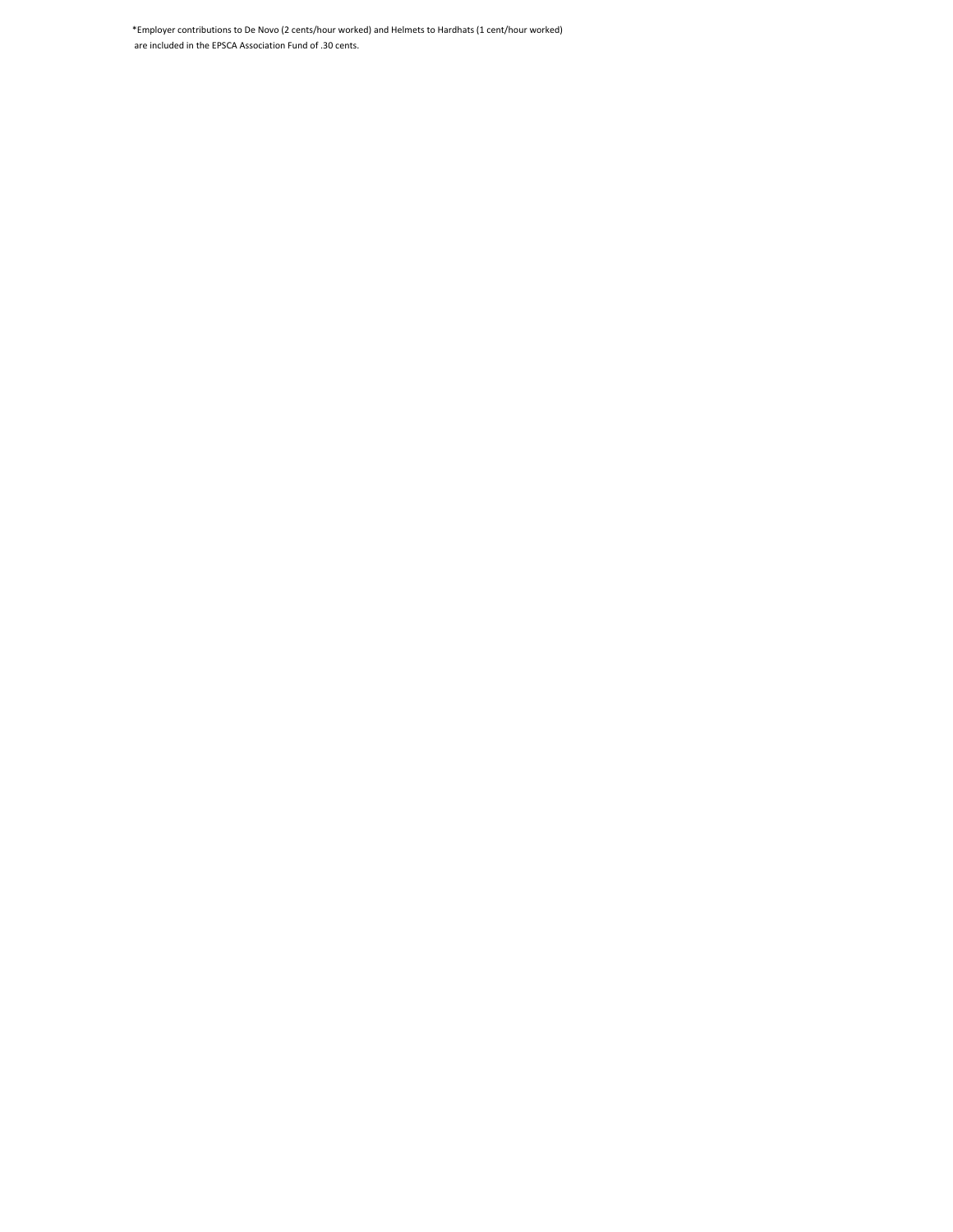*Employer contributions to De Novo (2 cents/hour worked) and Helmets to Hardhats (1 cent/hour worked) are included in the EPSCA Association Fund of .30 cents.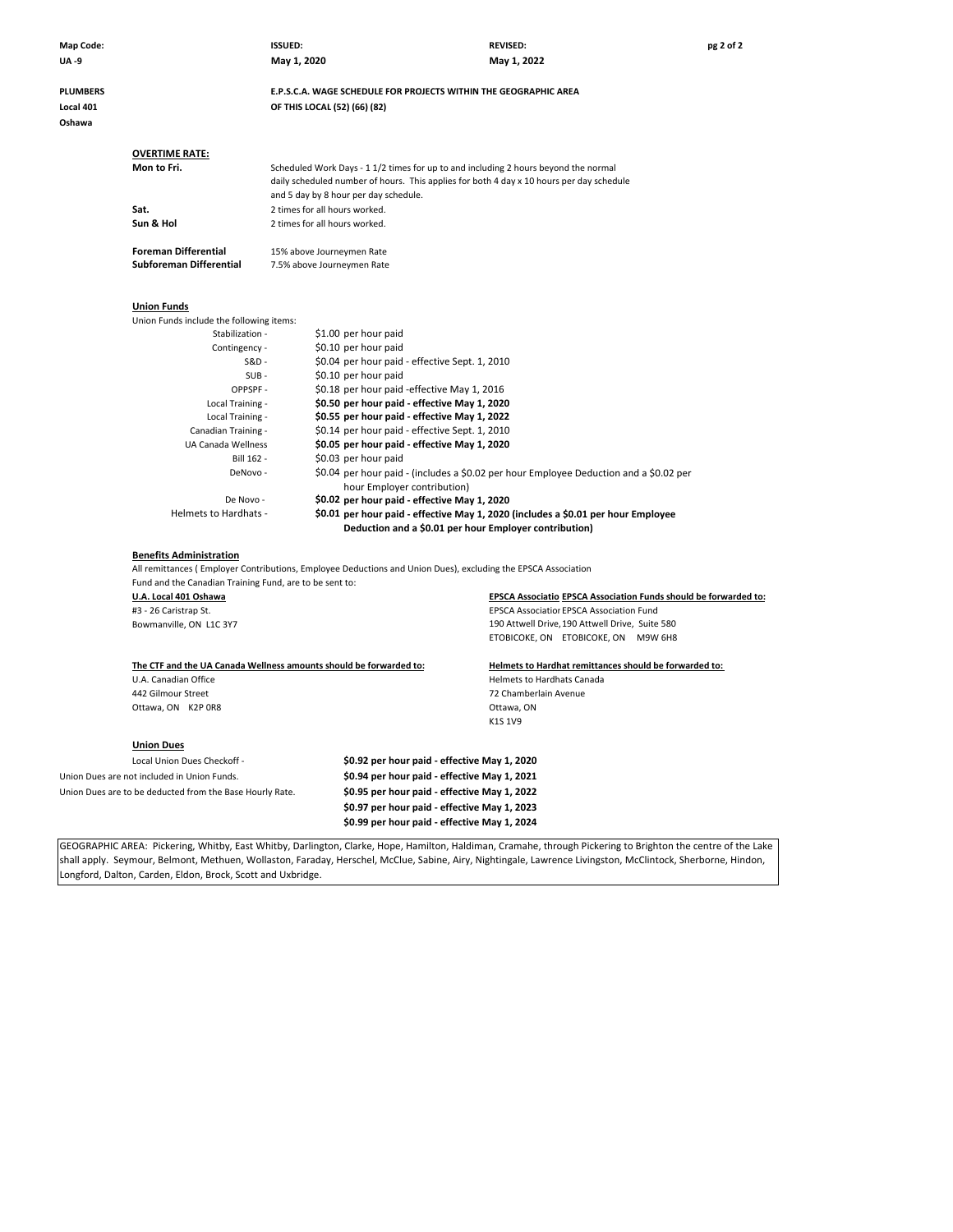Map Code: UA -9

ISSUED: May 1, 2020

REVISED: May 1, 2022

**PLUMBERS**
**Local 401**
**Oshawa**

**E.P.S.C.A. WAGE SCHEDULE FOR PROJECTS WITHIN THE GEOGRAPHIC AREA OF THIS LOCAL (52) (66) (82)**

**OVERTIME RATE:**

| | |
|---|---|
| **Mon to Fri.** | Scheduled Work Days - 1 1/2 times for up to and including 2 hours beyond the normal daily scheduled number of hours. This applies for both 4 day x 10 hours per day schedule and 5 day by 8 hour per day schedule. |
| **Sat.** | 2 times for all hours worked. |
| **Sun & Hol** | 2 times for all hours worked. |
| **Foreman Differential** | 15% above Journeymen Rate |
| **Subforeman Differential** | 7.5% above Journeymen Rate |

**Union Funds**

Union Funds include the following items:

| | |
|---|---|
| Stabilization - | $1.00 per hour paid |
| Contingency - | $0.10 per hour paid |
| S&D - | $0.04 per hour paid - effective Sept. 1, 2010 |
| SUB - | $0.10 per hour paid |
| OPPSPF - | $0.18 per hour paid -effective May 1, 2016 |
| Local Training - | **$0.50 per hour paid - effective May 1, 2020** |
| Local Training - | **$0.55 per hour paid - effective May 1, 2022** |
| Canadian Training - | $0.14 per hour paid - effective Sept. 1, 2010 |
| UA Canada Wellness | **$0.05 per hour paid - effective May 1, 2020** |
| Bill 162 - | $0.03 per hour paid |
| DeNovo - | $0.04 per hour paid - (includes a $0.02 per hour Employee Deduction and a $0.02 per hour Employer contribution) |
| De Novo - | **$0.02 per hour paid - effective May 1, 2020** |
| Helmets to Hardhats - | **$0.01 per hour paid - effective May 1, 2020 (includes a $0.01 per hour Employee Deduction and a $0.01 per hour Employer contribution)** |

**Benefits Administration**

All remittances ( Employer Contributions, Employee Deductions and Union Dues), excluding the EPSCA Association Fund and the Canadian Training Fund, are to be sent to:

**U.A. Local 401 Oshawa**
#3 - 26 Caristrap St.
Bowmanville, ON L1C 3Y7

**EPSCA Association Funds should be forwarded to:**
EPSCA Association Fund
190 Attwell Drive, Suite 580
ETOBICOKE, ON M9W 6H8

**The CTF and the UA Canada Wellness amounts should be forwarded to:**
U.A. Canadian Office
442 Gilmour Street
Ottawa, ON K2P 0R8

**Helmets to Hardhat remittances should be forwarded to:**
Helmets to Hardhats Canada
72 Chamberlain Avenue
Ottawa, ON
K1S 1V9

**Union Dues**

| | |
|---|---|
| Local Union Dues Checkoff - | **$0.92 per hour paid - effective May 1, 2020** |
| Union Dues are not included in Union Funds. | **$0.94 per hour paid - effective May 1, 2021** |
| Union Dues are to be deducted from the Base Hourly Rate. | **$0.95 per hour paid - effective May 1, 2022** |
| | **$0.97 per hour paid - effective May 1, 2023** |
| | **$0.99 per hour paid - effective May 1, 2024** |

GEOGRAPHIC AREA: Pickering, Whitby, East Whitby, Darlington, Clarke, Hope, Hamilton, Haldiman, Cramahe, through Pickering to Brighton the centre of the Lake shall apply. Seymour, Belmont, Methuen, Wollaston, Faraday, Herschel, McClue, Sabine, Airy, Nightingale, Lawrence Livingston, McClintock, Sherborne, Hindon, Longford, Dalton, Carden, Eldon, Brock, Scott and Uxbridge.